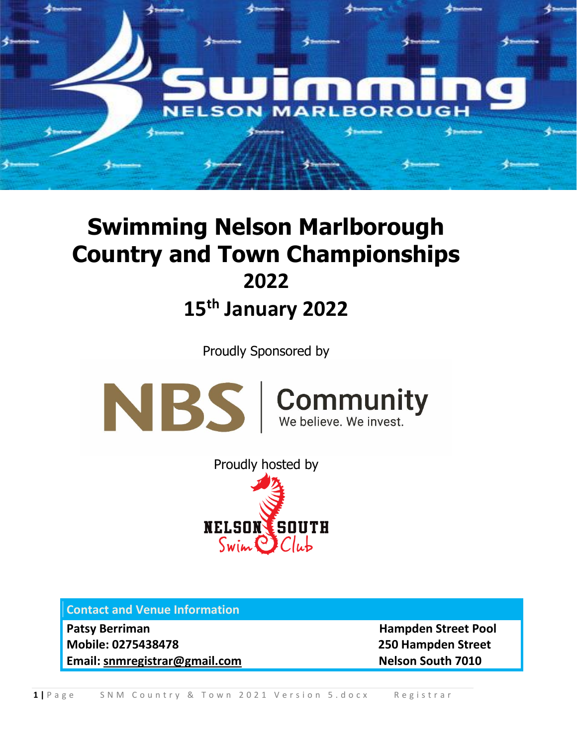# Swimming Nelson Marlborough Country and Town Championships 2022

## 15th January 2022

Proudly Sponsored by

NBS | Community
We believe. We invest.

Proudly hosted by

NELSON SOUTH Swim Club

| Contact and Venue Information | |
|---|---|
| **Patsy Berriman** | **Hampden Street Pool** |
| **Mobile: 0275438478** | **250 Hampden Street** |
| **Email: snmregistrar@gmail.com** | **Nelson South 7010** |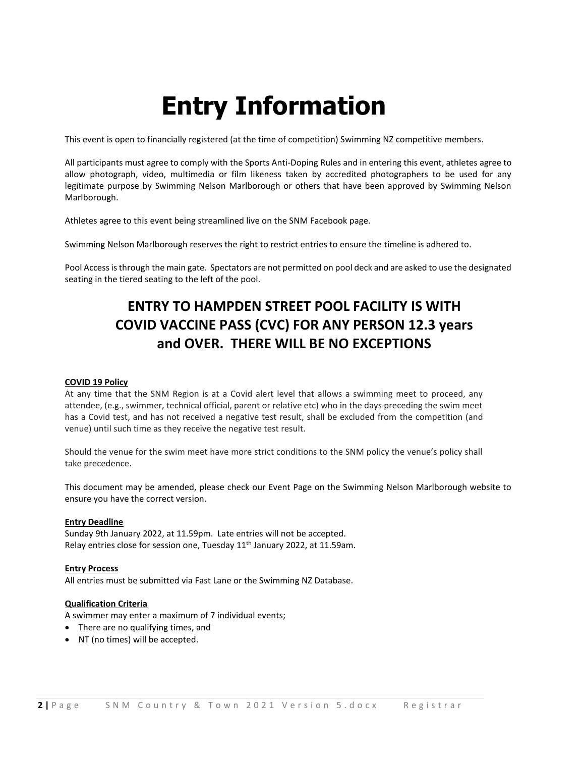# Entry Information

This event is open to financially registered (at the time of competition) Swimming NZ competitive members.

All participants must agree to comply with the Sports Anti-Doping Rules and in entering this event, athletes agree to allow photograph, video, multimedia or film likeness taken by accredited photographers to be used for any legitimate purpose by Swimming Nelson Marlborough or others that have been approved by Swimming Nelson Marlborough.

Athletes agree to this event being streamlined live on the SNM Facebook page.

Swimming Nelson Marlborough reserves the right to restrict entries to ensure the timeline is adhered to.

Pool Access is through the main gate. Spectators are not permitted on pool deck and are asked to use the designated seating in the tiered seating to the left of the pool.

## ENTRY TO HAMPDEN STREET POOL FACILITY IS WITH COVID VACCINE PASS (CVC) FOR ANY PERSON 12.3 years and OVER. THERE WILL BE NO EXCEPTIONS

**COVID 19 Policy**

At any time that the SNM Region is at a Covid alert level that allows a swimming meet to proceed, any attendee, (e.g., swimmer, technical official, parent or relative etc) who in the days preceding the swim meet has a Covid test, and has not received a negative test result, shall be excluded from the competition (and venue) until such time as they receive the negative test result.

Should the venue for the swim meet have more strict conditions to the SNM policy the venue's policy shall take precedence.

This document may be amended, please check our Event Page on the Swimming Nelson Marlborough website to ensure you have the correct version.

**Entry Deadline**

Sunday 9th January 2022, at 11.59pm. Late entries will not be accepted.
Relay entries close for session one, Tuesday 11th January 2022, at 11.59am.

**Entry Process**

All entries must be submitted via Fast Lane or the Swimming NZ Database.

**Qualification Criteria**

A swimmer may enter a maximum of 7 individual events;

- There are no qualifying times, and
- NT (no times) will be accepted.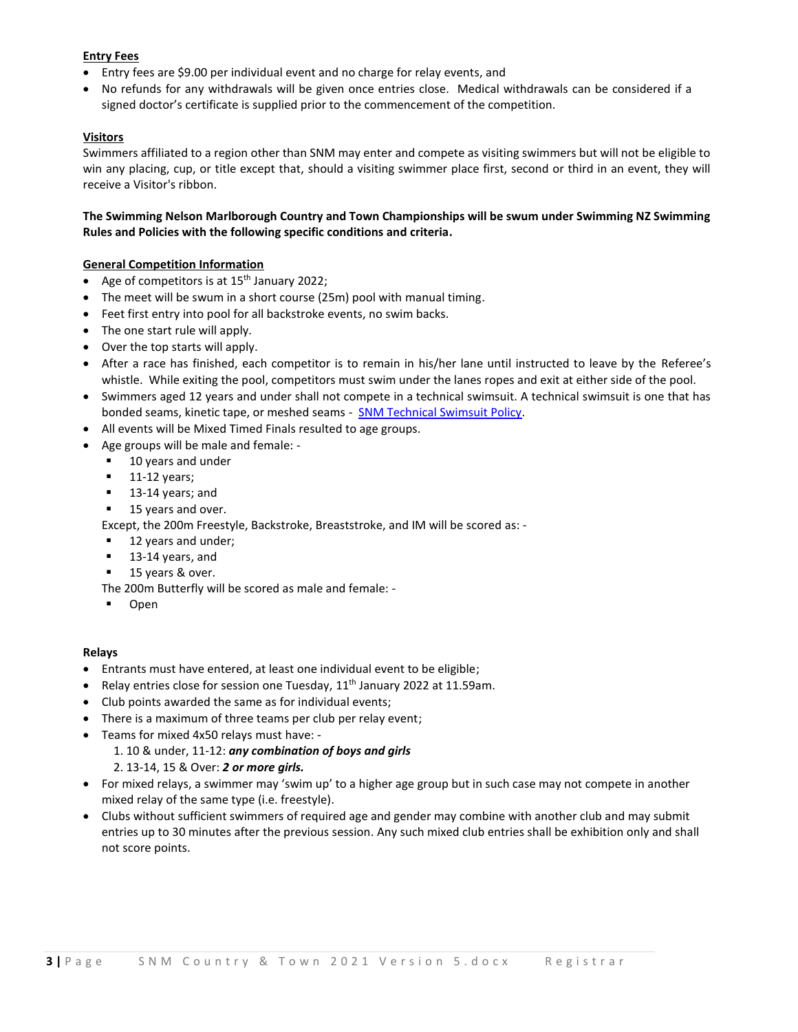**Entry Fees**

- Entry fees are $9.00 per individual event and no charge for relay events, and
- No refunds for any withdrawals will be given once entries close. Medical withdrawals can be considered if a signed doctor's certificate is supplied prior to the commencement of the competition.

**Visitors**

Swimmers affiliated to a region other than SNM may enter and compete as visiting swimmers but will not be eligible to win any placing, cup, or title except that, should a visiting swimmer place first, second or third in an event, they will receive a Visitor's ribbon.

**The Swimming Nelson Marlborough Country and Town Championships will be swum under Swimming NZ Swimming Rules and Policies with the following specific conditions and criteria.**

**General Competition Information**

- Age of competitors is at 15th January 2022;
- The meet will be swum in a short course (25m) pool with manual timing.
- Feet first entry into pool for all backstroke events, no swim backs.
- The one start rule will apply.
- Over the top starts will apply.
- After a race has finished, each competitor is to remain in his/her lane until instructed to leave by the Referee's whistle. While exiting the pool, competitors must swim under the lanes ropes and exit at either side of the pool.
- Swimmers aged 12 years and under shall not compete in a technical swimsuit. A technical swimsuit is one that has bonded seams, kinetic tape, or meshed seams - SNM Technical Swimsuit Policy.
- All events will be Mixed Timed Finals resulted to age groups.
- Age groups will be male and female: -
  - 10 years and under
  - 11-12 years;
  - 13-14 years; and
  - 15 years and over.

  Except, the 200m Freestyle, Backstroke, Breaststroke, and IM will be scored as: -
  - 12 years and under;
  - 13-14 years, and
  - 15 years & over.

  The 200m Butterfly will be scored as male and female: -
  - Open

**Relays**

- Entrants must have entered, at least one individual event to be eligible;
- Relay entries close for session one Tuesday, 11th January 2022 at 11.59am.
- Club points awarded the same as for individual events;
- There is a maximum of three teams per club per relay event;
- Teams for mixed 4x50 relays must have: -
  1. 10 & under, 11-12: ***any combination of boys and girls***
  2. 13-14, 15 & Over: ***2 or more girls.***
- For mixed relays, a swimmer may 'swim up' to a higher age group but in such case may not compete in another mixed relay of the same type (i.e. freestyle).
- Clubs without sufficient swimmers of required age and gender may combine with another club and may submit entries up to 30 minutes after the previous session. Any such mixed club entries shall be exhibition only and shall not score points.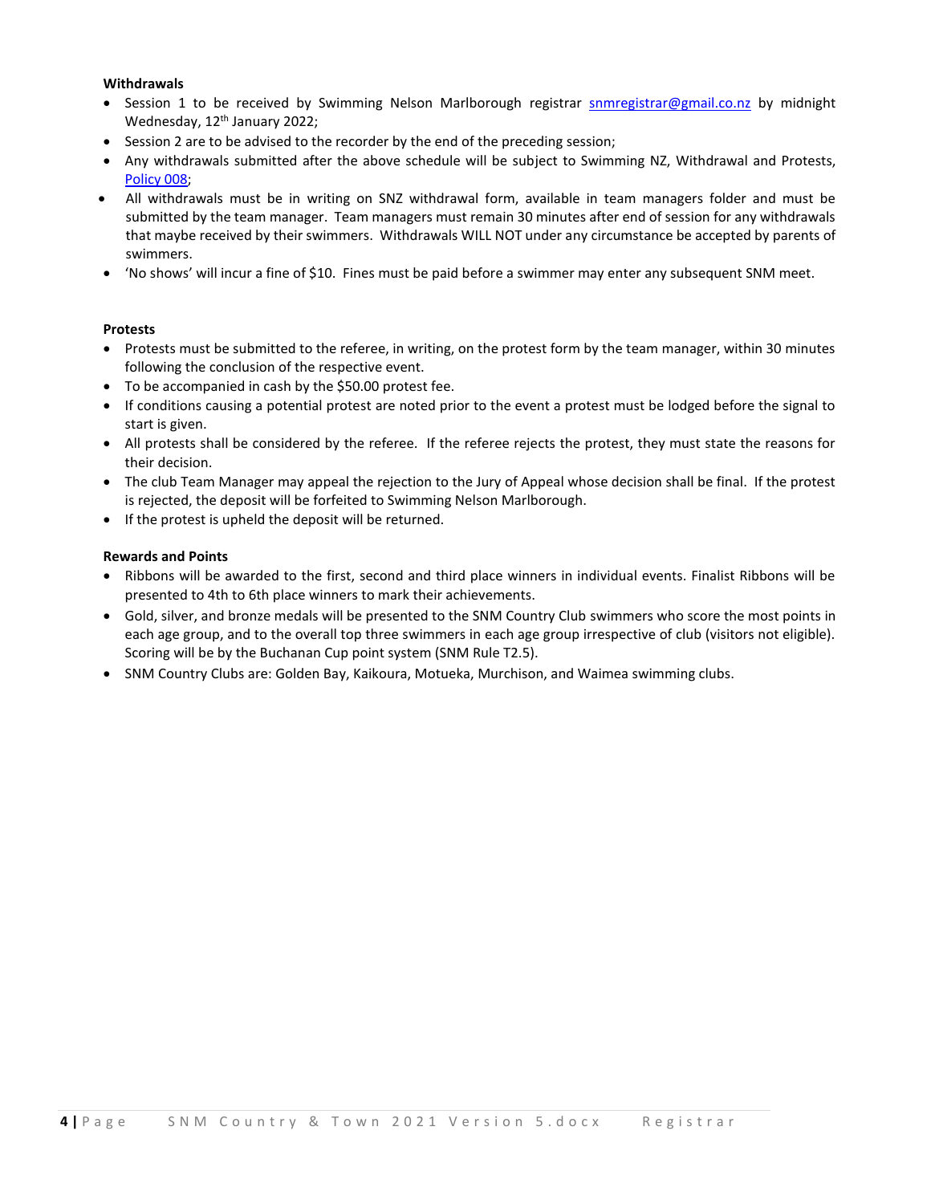**Withdrawals**

- Session 1 to be received by Swimming Nelson Marlborough registrar snmregistrar@gmail.co.nz by midnight Wednesday, 12th January 2022;
- Session 2 are to be advised to the recorder by the end of the preceding session;
- Any withdrawals submitted after the above schedule will be subject to Swimming NZ, Withdrawal and Protests, Policy 008;
- All withdrawals must be in writing on SNZ withdrawal form, available in team managers folder and must be submitted by the team manager. Team managers must remain 30 minutes after end of session for any withdrawals that maybe received by their swimmers. Withdrawals WILL NOT under any circumstance be accepted by parents of swimmers.
- 'No shows' will incur a fine of $10. Fines must be paid before a swimmer may enter any subsequent SNM meet.

**Protests**

- Protests must be submitted to the referee, in writing, on the protest form by the team manager, within 30 minutes following the conclusion of the respective event.
- To be accompanied in cash by the $50.00 protest fee.
- If conditions causing a potential protest are noted prior to the event a protest must be lodged before the signal to start is given.
- All protests shall be considered by the referee. If the referee rejects the protest, they must state the reasons for their decision.
- The club Team Manager may appeal the rejection to the Jury of Appeal whose decision shall be final. If the protest is rejected, the deposit will be forfeited to Swimming Nelson Marlborough.
- If the protest is upheld the deposit will be returned.

**Rewards and Points**

- Ribbons will be awarded to the first, second and third place winners in individual events. Finalist Ribbons will be presented to 4th to 6th place winners to mark their achievements.
- Gold, silver, and bronze medals will be presented to the SNM Country Club swimmers who score the most points in each age group, and to the overall top three swimmers in each age group irrespective of club (visitors not eligible). Scoring will be by the Buchanan Cup point system (SNM Rule T2.5).
- SNM Country Clubs are: Golden Bay, Kaikoura, Motueka, Murchison, and Waimea swimming clubs.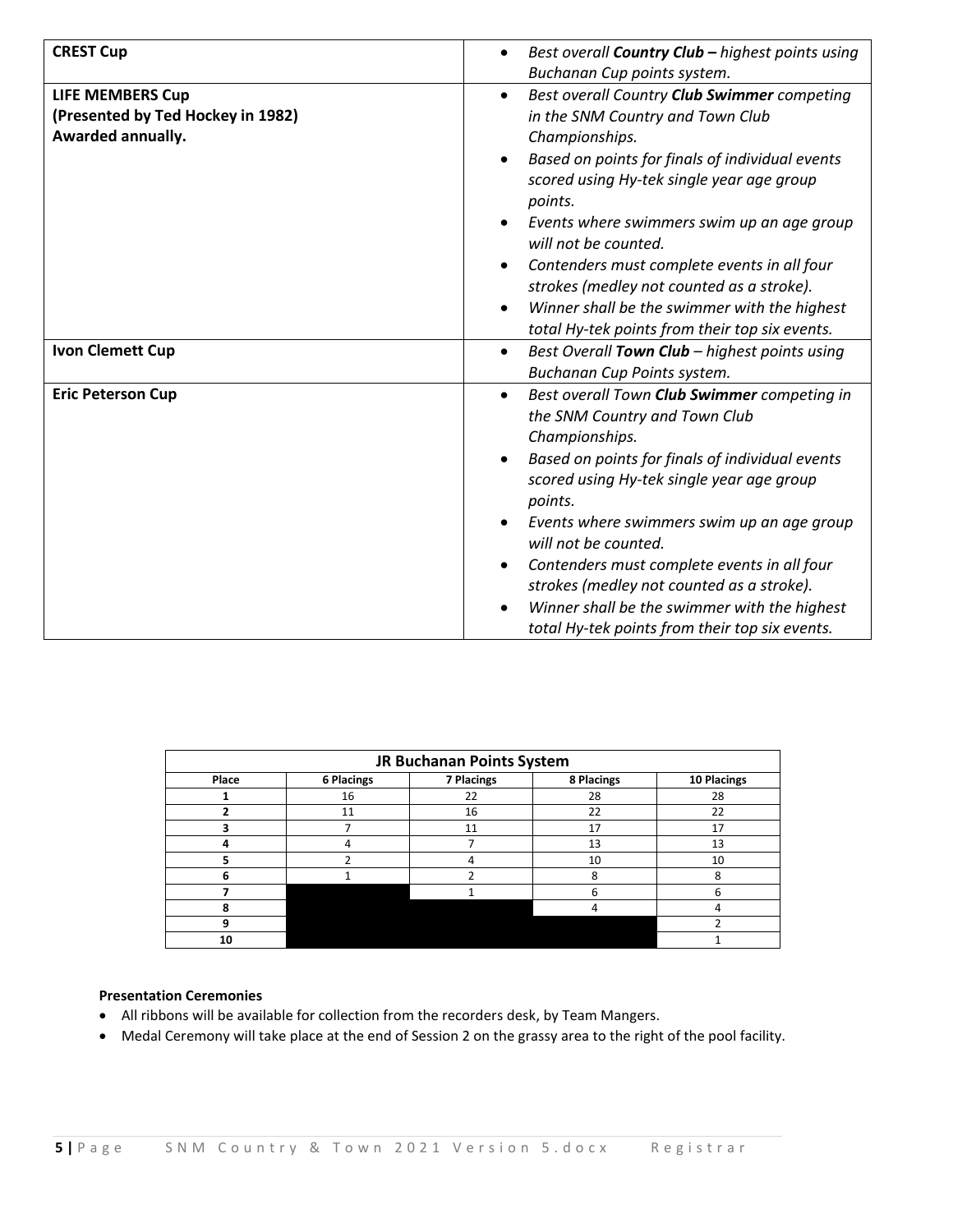| | |
|---|---|
| **CREST Cup** | • *Best overall **Country Club –** highest points using Buchanan Cup points system.* |
| **LIFE MEMBERS Cup**<br>**(Presented by Ted Hockey in 1982)**<br>**Awarded annually.** | • *Best overall Country **Club Swimmer** competing in the SNM Country and Town Club Championships.*<br>• *Based on points for finals of individual events scored using Hy-tek single year age group points.*<br>• *Events where swimmers swim up an age group will not be counted.*<br>• *Contenders must complete events in all four strokes (medley not counted as a stroke).*<br>• *Winner shall be the swimmer with the highest total Hy-tek points from their top six events.* |
| **Ivon Clemett Cup** | • *Best Overall **Town Club** – highest points using Buchanan Cup Points system.* |
| **Eric Peterson Cup** | • *Best overall Town **Club Swimmer** competing in the SNM Country and Town Club Championships.*<br>• *Based on points for finals of individual events scored using Hy-tek single year age group points.*<br>• *Events where swimmers swim up an age group will not be counted.*<br>• *Contenders must complete events in all four strokes (medley not counted as a stroke).*<br>• *Winner shall be the swimmer with the highest total Hy-tek points from their top six events.* |

**JR Buchanan Points System**

| Place | 6 Placings | 7 Placings | 8 Placings | 10 Placings |
|---|---|---|---|---|
| 1 | 16 | 22 | 28 | 28 |
| 2 | 11 | 16 | 22 | 22 |
| 3 | 7 | 11 | 17 | 17 |
| 4 | 4 | 7 | 13 | 13 |
| 5 | 2 | 4 | 10 | 10 |
| 6 | 1 | 2 | 8 | 8 |
| 7 | | 1 | 6 | 6 |
| 8 | | | 4 | 4 |
| 9 | | | | 2 |
| 10 | | | | 1 |

**Presentation Ceremonies**

- All ribbons will be available for collection from the recorders desk, by Team Mangers.
- Medal Ceremony will take place at the end of Session 2 on the grassy area to the right of the pool facility.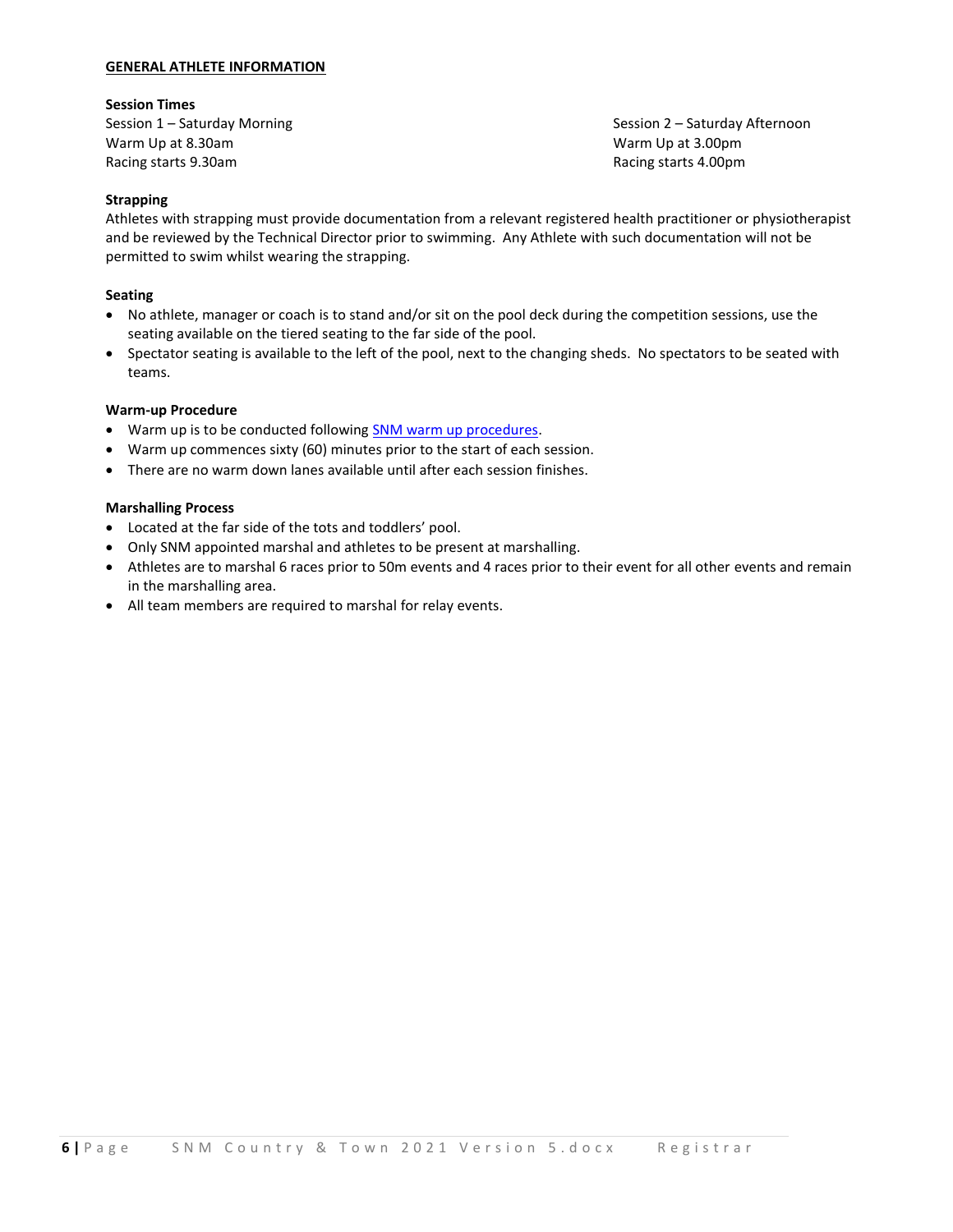## GENERAL ATHLETE INFORMATION

**Session Times**

Session 1 – Saturday Morning
Warm Up at 8.30am
Racing starts 9.30am

Session 2 – Saturday Afternoon
Warm Up at 3.00pm
Racing starts 4.00pm

**Strapping**

Athletes with strapping must provide documentation from a relevant registered health practitioner or physiotherapist and be reviewed by the Technical Director prior to swimming. Any Athlete with such documentation will not be permitted to swim whilst wearing the strapping.

**Seating**

- No athlete, manager or coach is to stand and/or sit on the pool deck during the competition sessions, use the seating available on the tiered seating to the far side of the pool.
- Spectator seating is available to the left of the pool, next to the changing sheds. No spectators to be seated with teams.

**Warm-up Procedure**

- Warm up is to be conducted following [SNM warm up procedures]().
- Warm up commences sixty (60) minutes prior to the start of each session.
- There are no warm down lanes available until after each session finishes.

**Marshalling Process**

- Located at the far side of the tots and toddlers' pool.
- Only SNM appointed marshal and athletes to be present at marshalling.
- Athletes are to marshal 6 races prior to 50m events and 4 races prior to their event for all other events and remain in the marshalling area.
- All team members are required to marshal for relay events.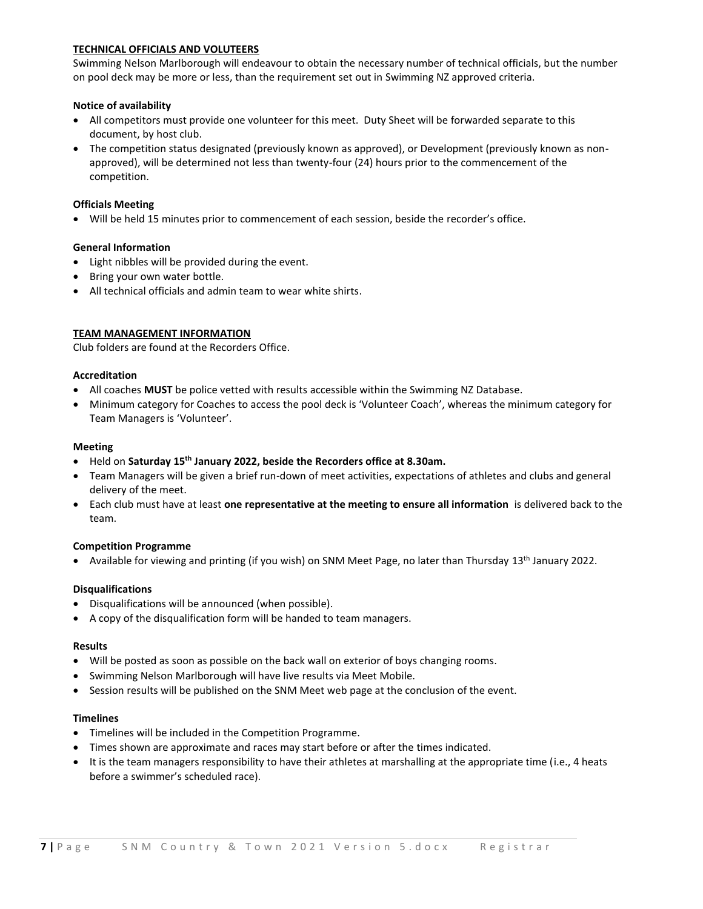## **TECHNICAL OFFICIALS AND VOLUTEERS**

Swimming Nelson Marlborough will endeavour to obtain the necessary number of technical officials, but the number on pool deck may be more or less, than the requirement set out in Swimming NZ approved criteria.

### Notice of availability

- All competitors must provide one volunteer for this meet. Duty Sheet will be forwarded separate to this document, by host club.
- The competition status designated (previously known as approved), or Development (previously known as non-approved), will be determined not less than twenty-four (24) hours prior to the commencement of the competition.

### Officials Meeting

- Will be held 15 minutes prior to commencement of each session, beside the recorder's office.

### General Information

- Light nibbles will be provided during the event.
- Bring your own water bottle.
- All technical officials and admin team to wear white shirts.

## **TEAM MANAGEMENT INFORMATION**

Club folders are found at the Recorders Office.

### Accreditation

- All coaches **MUST** be police vetted with results accessible within the Swimming NZ Database.
- Minimum category for Coaches to access the pool deck is 'Volunteer Coach', whereas the minimum category for Team Managers is 'Volunteer'.

### Meeting

- Held on **Saturday 15th January 2022, beside the Recorders office at 8.30am.**
- Team Managers will be given a brief run-down of meet activities, expectations of athletes and clubs and general delivery of the meet.
- Each club must have at least **one representative at the meeting to ensure all information** is delivered back to the team.

### Competition Programme

- Available for viewing and printing (if you wish) on SNM Meet Page, no later than Thursday 13th January 2022.

### Disqualifications

- Disqualifications will be announced (when possible).
- A copy of the disqualification form will be handed to team managers.

### Results

- Will be posted as soon as possible on the back wall on exterior of boys changing rooms.
- Swimming Nelson Marlborough will have live results via Meet Mobile.
- Session results will be published on the SNM Meet web page at the conclusion of the event.

### Timelines

- Timelines will be included in the Competition Programme.
- Times shown are approximate and races may start before or after the times indicated.
- It is the team managers responsibility to have their athletes at marshalling at the appropriate time (i.e., 4 heats before a swimmer's scheduled race).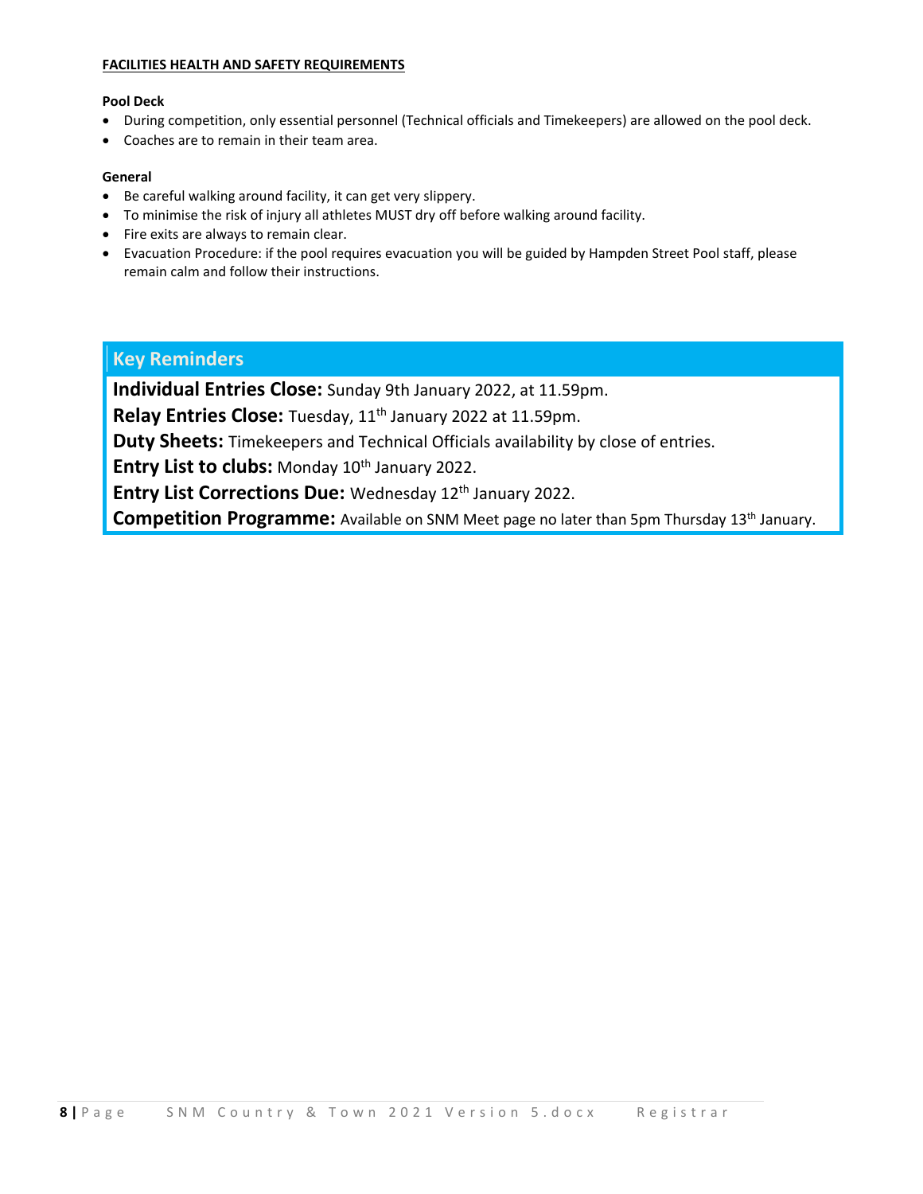**FACILITIES HEALTH AND SAFETY REQUIREMENTS**

**Pool Deck**

- During competition, only essential personnel (Technical officials and Timekeepers) are allowed on the pool deck.
- Coaches are to remain in their team area.

**General**

- Be careful walking around facility, it can get very slippery.
- To minimise the risk of injury all athletes MUST dry off before walking around facility.
- Fire exits are always to remain clear.
- Evacuation Procedure: if the pool requires evacuation you will be guided by Hampden Street Pool staff, please remain calm and follow their instructions.

## Key Reminders

**Individual Entries Close:** Sunday 9th January 2022, at 11.59pm.

**Relay Entries Close:** Tuesday, 11th January 2022 at 11.59pm.

**Duty Sheets:** Timekeepers and Technical Officials availability by close of entries.

**Entry List to clubs:** Monday 10th January 2022.

**Entry List Corrections Due:** Wednesday 12th January 2022.

**Competition Programme:** Available on SNM Meet page no later than 5pm Thursday 13th January.